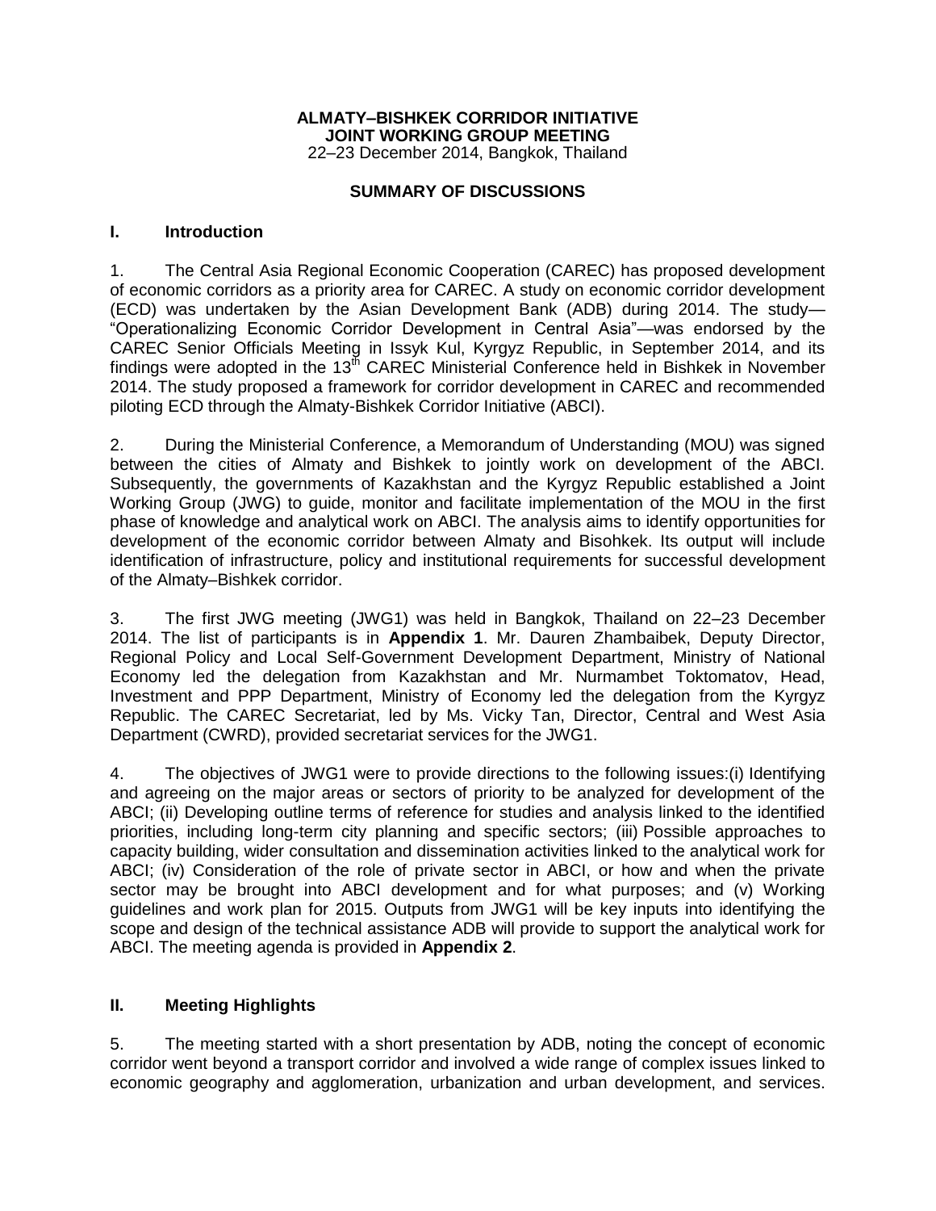**ALMATY–BISHKEK CORRIDOR INITIATIVE**
**JOINT WORKING GROUP MEETING**
22–23 December 2014, Bangkok, Thailand

**SUMMARY OF DISCUSSIONS**

## I. Introduction

1. The Central Asia Regional Economic Cooperation (CAREC) has proposed development of economic corridors as a priority area for CAREC. A study on economic corridor development (ECD) was undertaken by the Asian Development Bank (ADB) during 2014. The study—"Operationalizing Economic Corridor Development in Central Asia"—was endorsed by the CAREC Senior Officials Meeting in Issyk Kul, Kyrgyz Republic, in September 2014, and its findings were adopted in the 13th CAREC Ministerial Conference held in Bishkek in November 2014. The study proposed a framework for corridor development in CAREC and recommended piloting ECD through the Almaty-Bishkek Corridor Initiative (ABCI).

2. During the Ministerial Conference, a Memorandum of Understanding (MOU) was signed between the cities of Almaty and Bishkek to jointly work on development of the ABCI. Subsequently, the governments of Kazakhstan and the Kyrgyz Republic established a Joint Working Group (JWG) to guide, monitor and facilitate implementation of the MOU in the first phase of knowledge and analytical work on ABCI. The analysis aims to identify opportunities for development of the economic corridor between Almaty and Bisohkek. Its output will include identification of infrastructure, policy and institutional requirements for successful development of the Almaty–Bishkek corridor.

3. The first JWG meeting (JWG1) was held in Bangkok, Thailand on 22–23 December 2014. The list of participants is in **Appendix 1**. Mr. Dauren Zhambaibek, Deputy Director, Regional Policy and Local Self-Government Development Department, Ministry of National Economy led the delegation from Kazakhstan and Mr. Nurmambet Toktomatov, Head, Investment and PPP Department, Ministry of Economy led the delegation from the Kyrgyz Republic. The CAREC Secretariat, led by Ms. Vicky Tan, Director, Central and West Asia Department (CWRD), provided secretariat services for the JWG1.

4. The objectives of JWG1 were to provide directions to the following issues:(i) Identifying and agreeing on the major areas or sectors of priority to be analyzed for development of the ABCI; (ii) Developing outline terms of reference for studies and analysis linked to the identified priorities, including long-term city planning and specific sectors; (iii) Possible approaches to capacity building, wider consultation and dissemination activities linked to the analytical work for ABCI; (iv) Consideration of the role of private sector in ABCI, or how and when the private sector may be brought into ABCI development and for what purposes; and (v) Working guidelines and work plan for 2015. Outputs from JWG1 will be key inputs into identifying the scope and design of the technical assistance ADB will provide to support the analytical work for ABCI. The meeting agenda is provided in **Appendix 2**.

## II. Meeting Highlights

5. The meeting started with a short presentation by ADB, noting the concept of economic corridor went beyond a transport corridor and involved a wide range of complex issues linked to economic geography and agglomeration, urbanization and urban development, and services.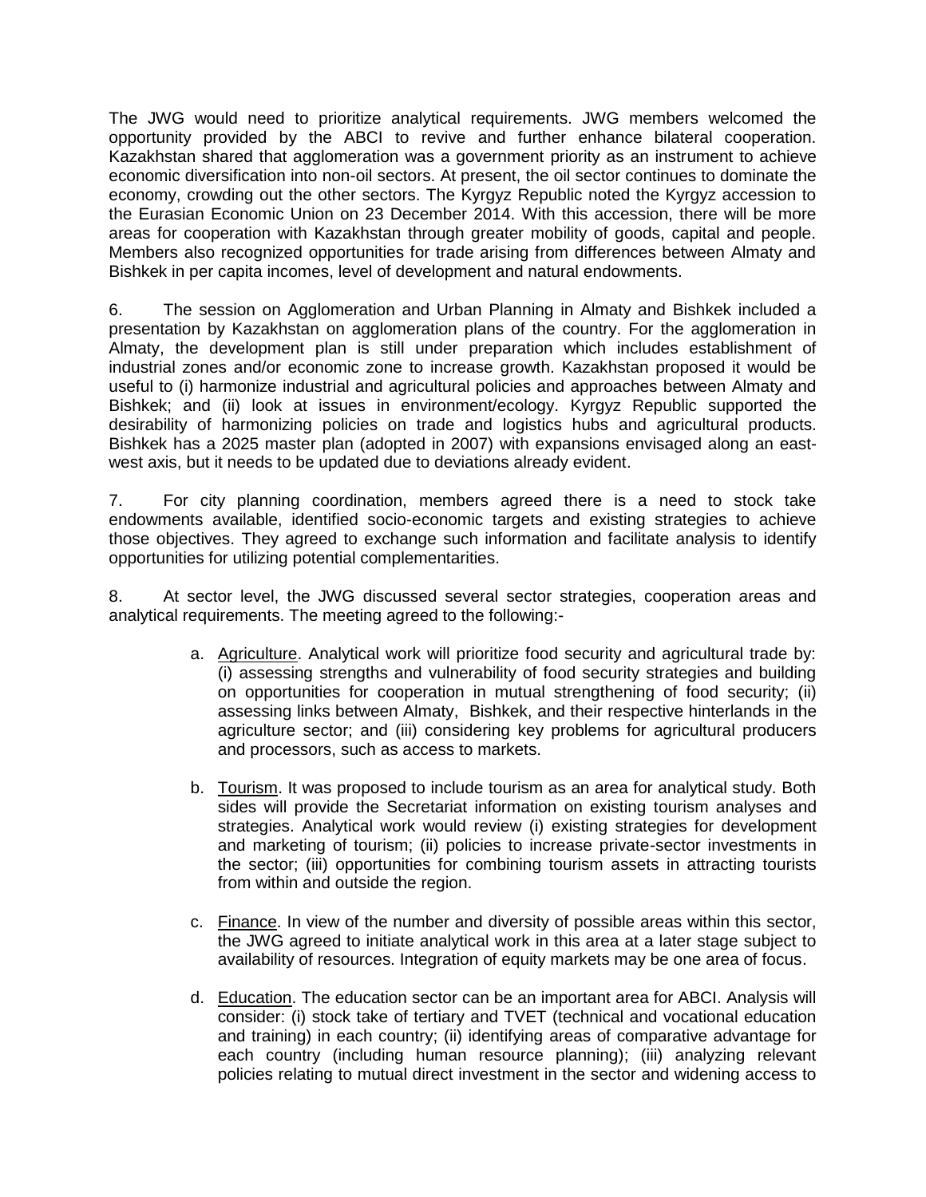The JWG would need to prioritize analytical requirements. JWG members welcomed the opportunity provided by the ABCI to revive and further enhance bilateral cooperation. Kazakhstan shared that agglomeration was a government priority as an instrument to achieve economic diversification into non-oil sectors. At present, the oil sector continues to dominate the economy, crowding out the other sectors. The Kyrgyz Republic noted the Kyrgyz accession to the Eurasian Economic Union on 23 December 2014. With this accession, there will be more areas for cooperation with Kazakhstan through greater mobility of goods, capital and people. Members also recognized opportunities for trade arising from differences between Almaty and Bishkek in per capita incomes, level of development and natural endowments.

6. The session on Agglomeration and Urban Planning in Almaty and Bishkek included a presentation by Kazakhstan on agglomeration plans of the country. For the agglomeration in Almaty, the development plan is still under preparation which includes establishment of industrial zones and/or economic zone to increase growth. Kazakhstan proposed it would be useful to (i) harmonize industrial and agricultural policies and approaches between Almaty and Bishkek; and (ii) look at issues in environment/ecology. Kyrgyz Republic supported the desirability of harmonizing policies on trade and logistics hubs and agricultural products. Bishkek has a 2025 master plan (adopted in 2007) with expansions envisaged along an east-west axis, but it needs to be updated due to deviations already evident.

7. For city planning coordination, members agreed there is a need to stock take endowments available, identified socio-economic targets and existing strategies to achieve those objectives. They agreed to exchange such information and facilitate analysis to identify opportunities for utilizing potential complementarities.

8. At sector level, the JWG discussed several sector strategies, cooperation areas and analytical requirements. The meeting agreed to the following:-

a. Agriculture. Analytical work will prioritize food security and agricultural trade by: (i) assessing strengths and vulnerability of food security strategies and building on opportunities for cooperation in mutual strengthening of food security; (ii) assessing links between Almaty, Bishkek, and their respective hinterlands in the agriculture sector; and (iii) considering key problems for agricultural producers and processors, such as access to markets.

b. Tourism. It was proposed to include tourism as an area for analytical study. Both sides will provide the Secretariat information on existing tourism analyses and strategies. Analytical work would review (i) existing strategies for development and marketing of tourism; (ii) policies to increase private-sector investments in the sector; (iii) opportunities for combining tourism assets in attracting tourists from within and outside the region.

c. Finance. In view of the number and diversity of possible areas within this sector, the JWG agreed to initiate analytical work in this area at a later stage subject to availability of resources. Integration of equity markets may be one area of focus.

d. Education. The education sector can be an important area for ABCI. Analysis will consider: (i) stock take of tertiary and TVET (technical and vocational education and training) in each country; (ii) identifying areas of comparative advantage for each country (including human resource planning); (iii) analyzing relevant policies relating to mutual direct investment in the sector and widening access to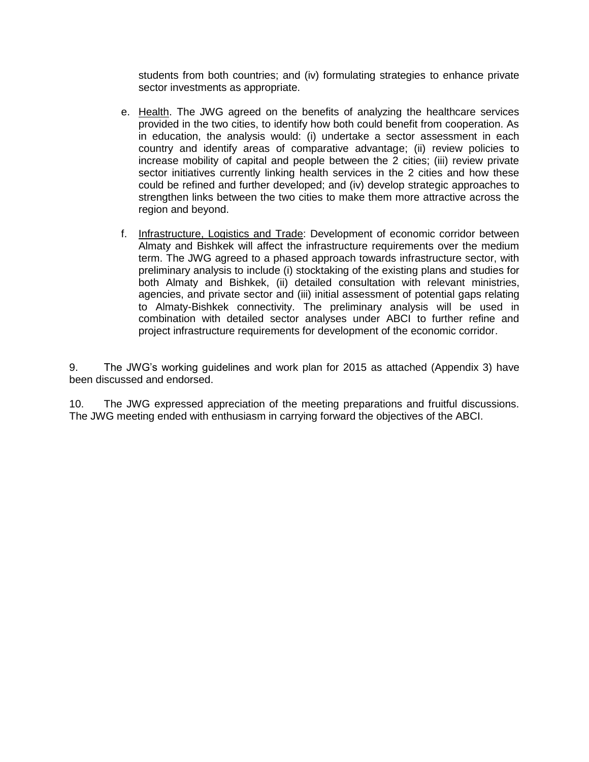students from both countries; and (iv) formulating strategies to enhance private sector investments as appropriate.

e. <u>Health</u>. The JWG agreed on the benefits of analyzing the healthcare services provided in the two cities, to identify how both could benefit from cooperation. As in education, the analysis would: (i) undertake a sector assessment in each country and identify areas of comparative advantage; (ii) review policies to increase mobility of capital and people between the 2 cities; (iii) review private sector initiatives currently linking health services in the 2 cities and how these could be refined and further developed; and (iv) develop strategic approaches to strengthen links between the two cities to make them more attractive across the region and beyond.

f. <u>Infrastructure, Logistics and Trade</u>: Development of economic corridor between Almaty and Bishkek will affect the infrastructure requirements over the medium term. The JWG agreed to a phased approach towards infrastructure sector, with preliminary analysis to include (i) stocktaking of the existing plans and studies for both Almaty and Bishkek, (ii) detailed consultation with relevant ministries, agencies, and private sector and (iii) initial assessment of potential gaps relating to Almaty-Bishkek connectivity. The preliminary analysis will be used in combination with detailed sector analyses under ABCI to further refine and project infrastructure requirements for development of the economic corridor.

9. The JWG's working guidelines and work plan for 2015 as attached (Appendix 3) have been discussed and endorsed.

10. The JWG expressed appreciation of the meeting preparations and fruitful discussions. The JWG meeting ended with enthusiasm in carrying forward the objectives of the ABCI.